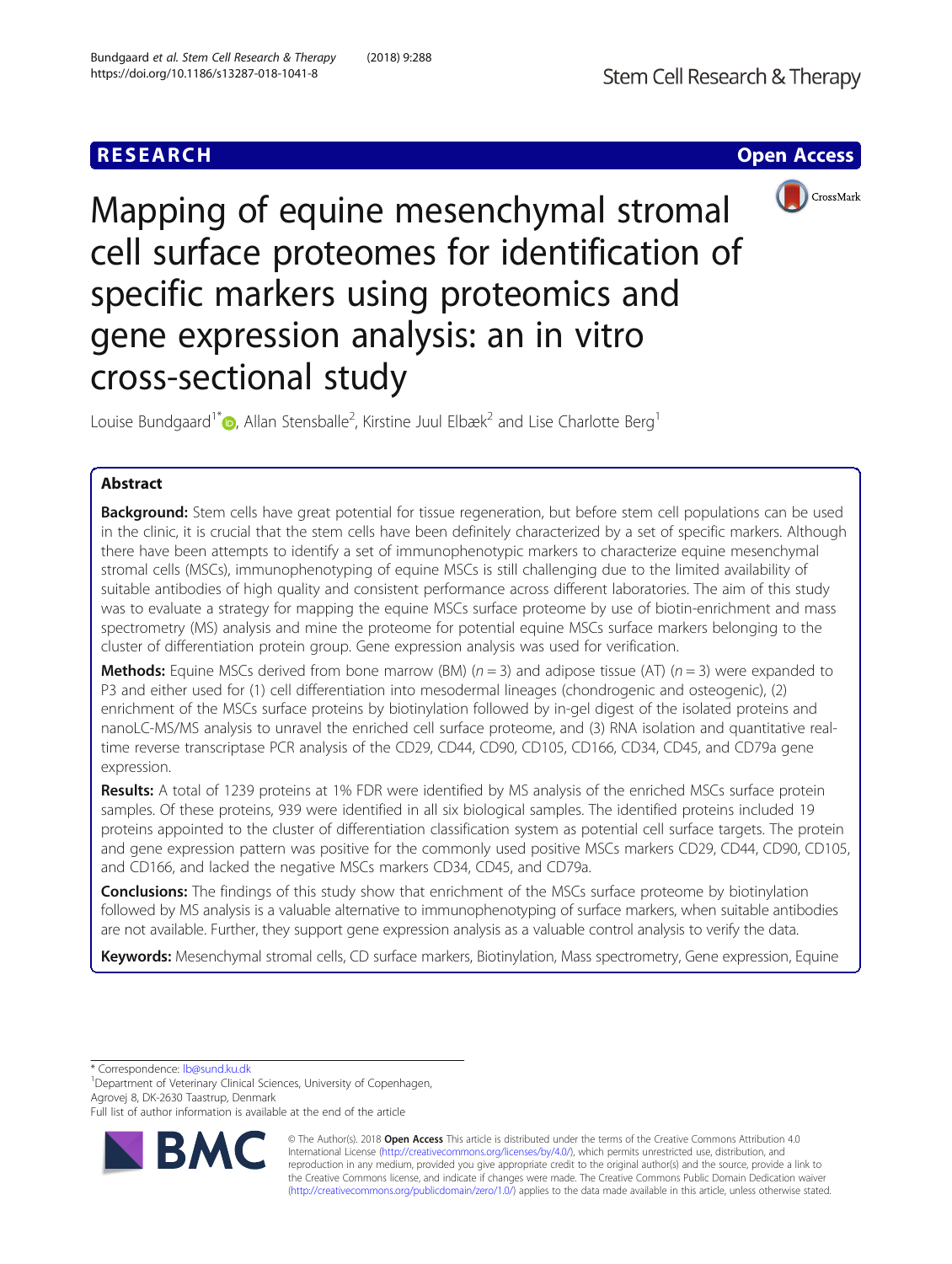RESEARCH

Open Access

# Mapping of equine mesenchymal stromal cell surface proteomes for identification of specific markers using proteomics and gene expression analysis: an in vitro cross-sectional study

Louise Bundgaard[1*], Allan Stensballe[2], Kirstine Juul Elbæk[2] and Lise Charlotte Berg[1]

## Abstract

**Background:** Stem cells have great potential for tissue regeneration, but before stem cell populations can be used in the clinic, it is crucial that the stem cells have been definitely characterized by a set of specific markers. Although there have been attempts to identify a set of immunophenotypic markers to characterize equine mesenchymal stromal cells (MSCs), immunophenotyping of equine MSCs is still challenging due to the limited availability of suitable antibodies of high quality and consistent performance across different laboratories. The aim of this study was to evaluate a strategy for mapping the equine MSCs surface proteome by use of biotin-enrichment and mass spectrometry (MS) analysis and mine the proteome for potential equine MSCs surface markers belonging to the cluster of differentiation protein group. Gene expression analysis was used for verification.

**Methods:** Equine MSCs derived from bone marrow (BM) ($n = 3$) and adipose tissue (AT) ($n = 3$) were expanded to P3 and either used for (1) cell differentiation into mesodermal lineages (chondrogenic and osteogenic), (2) enrichment of the MSCs surface proteins by biotinylation followed by in-gel digest of the isolated proteins and nanoLC-MS/MS analysis to unravel the enriched cell surface proteome, and (3) RNA isolation and quantitative real-time reverse transcriptase PCR analysis of the CD29, CD44, CD90, CD105, CD166, CD34, CD45, and CD79a gene expression.

**Results:** A total of 1239 proteins at 1% FDR were identified by MS analysis of the enriched MSCs surface protein samples. Of these proteins, 939 were identified in all six biological samples. The identified proteins included 19 proteins appointed to the cluster of differentiation classification system as potential cell surface targets. The protein and gene expression pattern was positive for the commonly used positive MSCs markers CD29, CD44, CD90, CD105, and CD166, and lacked the negative MSCs markers CD34, CD45, and CD79a.

**Conclusions:** The findings of this study show that enrichment of the MSCs surface proteome by biotinylation followed by MS analysis is a valuable alternative to immunophenotyping of surface markers, when suitable antibodies are not available. Further, they support gene expression analysis as a valuable control analysis to verify the data.

**Keywords:** Mesenchymal stromal cells, CD surface markers, Biotinylation, Mass spectrometry, Gene expression, Equine

* Correspondence: lb@sund.ku.dk
[1]Department of Veterinary Clinical Sciences, University of Copenhagen, Agrovej 8, DK-2630 Taastrup, Denmark
Full list of author information is available at the end of the article

© The Author(s). 2018 **Open Access** This article is distributed under the terms of the Creative Commons Attribution 4.0 International License (http://creativecommons.org/licenses/by/4.0/), which permits unrestricted use, distribution, and reproduction in any medium, provided you give appropriate credit to the original author(s) and the source, provide a link to the Creative Commons license, and indicate if changes were made. The Creative Commons Public Domain Dedication waiver (http://creativecommons.org/publicdomain/zero/1.0/) applies to the data made available in this article, unless otherwise stated.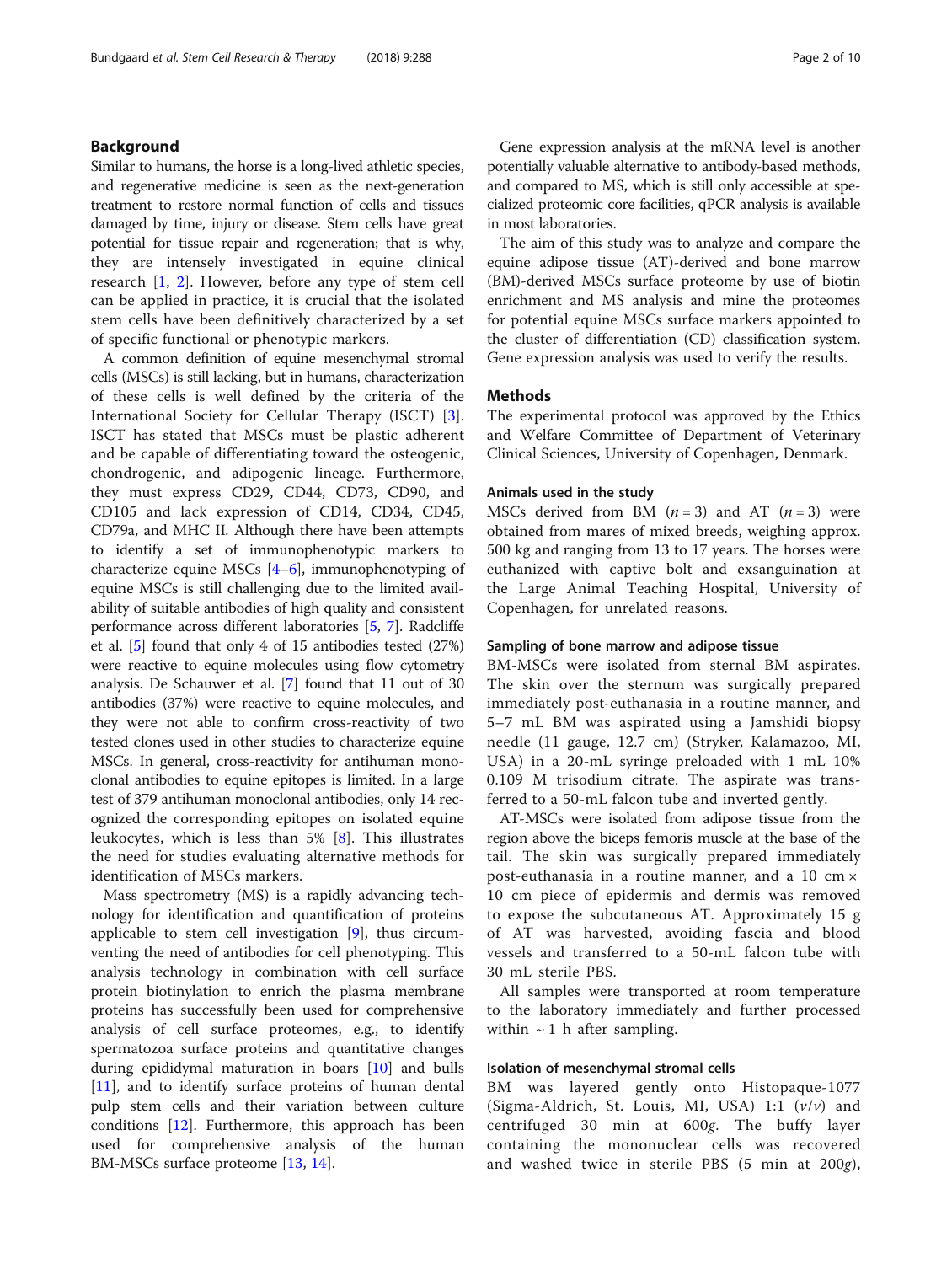## Background

Similar to humans, the horse is a long-lived athletic species, and regenerative medicine is seen as the next-generation treatment to restore normal function of cells and tissues damaged by time, injury or disease. Stem cells have great potential for tissue repair and regeneration; that is why, they are intensely investigated in equine clinical research [1, 2]. However, before any type of stem cell can be applied in practice, it is crucial that the isolated stem cells have been definitively characterized by a set of specific functional or phenotypic markers.

A common definition of equine mesenchymal stromal cells (MSCs) is still lacking, but in humans, characterization of these cells is well defined by the criteria of the International Society for Cellular Therapy (ISCT) [3]. ISCT has stated that MSCs must be plastic adherent and be capable of differentiating toward the osteogenic, chondrogenic, and adipogenic lineage. Furthermore, they must express CD29, CD44, CD73, CD90, and CD105 and lack expression of CD14, CD34, CD45, CD79a, and MHC II. Although there have been attempts to identify a set of immunophenotypic markers to characterize equine MSCs [4–6], immunophenotyping of equine MSCs is still challenging due to the limited availability of suitable antibodies of high quality and consistent performance across different laboratories [5, 7]. Radcliffe et al. [5] found that only 4 of 15 antibodies tested (27%) were reactive to equine molecules using flow cytometry analysis. De Schauwer et al. [7] found that 11 out of 30 antibodies (37%) were reactive to equine molecules, and they were not able to confirm cross-reactivity of two tested clones used in other studies to characterize equine MSCs. In general, cross-reactivity for antihuman monoclonal antibodies to equine epitopes is limited. In a large test of 379 antihuman monoclonal antibodies, only 14 recognized the corresponding epitopes on isolated equine leukocytes, which is less than 5% [8]. This illustrates the need for studies evaluating alternative methods for identification of MSCs markers.

Mass spectrometry (MS) is a rapidly advancing technology for identification and quantification of proteins applicable to stem cell investigation [9], thus circumventing the need of antibodies for cell phenotyping. This analysis technology in combination with cell surface protein biotinylation to enrich the plasma membrane proteins has successfully been used for comprehensive analysis of cell surface proteomes, e.g., to identify spermatozoa surface proteins and quantitative changes during epididymal maturation in boars [10] and bulls [11], and to identify surface proteins of human dental pulp stem cells and their variation between culture conditions [12]. Furthermore, this approach has been used for comprehensive analysis of the human BM-MSCs surface proteome [13, 14].

Gene expression analysis at the mRNA level is another potentially valuable alternative to antibody-based methods, and compared to MS, which is still only accessible at specialized proteomic core facilities, qPCR analysis is available in most laboratories.

The aim of this study was to analyze and compare the equine adipose tissue (AT)-derived and bone marrow (BM)-derived MSCs surface proteome by use of biotin enrichment and MS analysis and mine the proteomes for potential equine MSCs surface markers appointed to the cluster of differentiation (CD) classification system. Gene expression analysis was used to verify the results.

## Methods

The experimental protocol was approved by the Ethics and Welfare Committee of Department of Veterinary Clinical Sciences, University of Copenhagen, Denmark.

### Animals used in the study

MSCs derived from BM ($n = 3$) and AT ($n = 3$) were obtained from mares of mixed breeds, weighing approx. 500 kg and ranging from 13 to 17 years. The horses were euthanized with captive bolt and exsanguination at the Large Animal Teaching Hospital, University of Copenhagen, for unrelated reasons.

### Sampling of bone marrow and adipose tissue

BM-MSCs were isolated from sternal BM aspirates. The skin over the sternum was surgically prepared immediately post-euthanasia in a routine manner, and 5–7 mL BM was aspirated using a Jamshidi biopsy needle (11 gauge, 12.7 cm) (Stryker, Kalamazoo, MI, USA) in a 20-mL syringe preloaded with 1 mL 10% 0.109 M trisodium citrate. The aspirate was transferred to a 50-mL falcon tube and inverted gently.

AT-MSCs were isolated from adipose tissue from the region above the biceps femoris muscle at the base of the tail. The skin was surgically prepared immediately post-euthanasia in a routine manner, and a 10 cm × 10 cm piece of epidermis and dermis was removed to expose the subcutaneous AT. Approximately 15 g of AT was harvested, avoiding fascia and blood vessels and transferred to a 50-mL falcon tube with 30 mL sterile PBS.

All samples were transported at room temperature to the laboratory immediately and further processed within ~ 1 h after sampling.

### Isolation of mesenchymal stromal cells

BM was layered gently onto Histopaque-1077 (Sigma-Aldrich, St. Louis, MI, USA) 1:1 (*v*/*v*) and centrifuged 30 min at 600*g*. The buffy layer containing the mononuclear cells was recovered and washed twice in sterile PBS (5 min at 200*g*),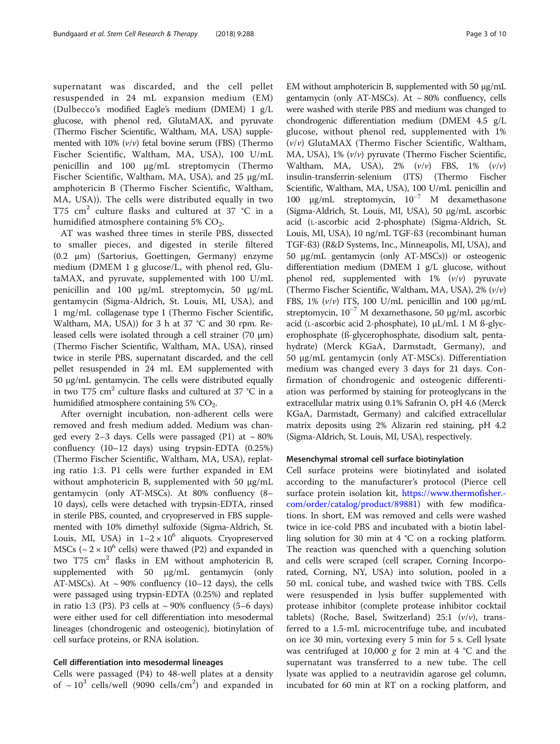supernatant was discarded, and the cell pellet resuspended in 24 mL expansion medium (EM) (Dulbecco's modified Eagle's medium (DMEM) 1 g/L glucose, with phenol red, GlutaMAX, and pyruvate (Thermo Fischer Scientific, Waltham, MA, USA) supplemented with 10% (*v*/*v*) fetal bovine serum (FBS) (Thermo Fischer Scientific, Waltham, MA, USA), 100 U/mL penicillin and 100 μg/mL streptomycin (Thermo Fischer Scientific, Waltham, MA, USA), and 25 μg/mL amphotericin B (Thermo Fischer Scientific, Waltham, MA, USA)). The cells were distributed equally in two T75 $cm^2$ culture flasks and cultured at 37 °C in a humidified atmosphere containing 5% $CO_2$.

AT was washed three times in sterile PBS, dissected to smaller pieces, and digested in sterile filtered (0.2 μm) (Sartorius, Goettingen, Germany) enzyme medium (DMEM 1 g glucose/L, with phenol red, GlutaMAX, and pyruvate, supplemented with 100 U/mL penicillin and 100 μg/mL streptomycin, 50 μg/mL gentamycin (Sigma-Aldrich, St. Louis, MI, USA), and 1 mg/mL collagenase type I (Thermo Fischer Scientific, Waltham, MA, USA)) for 3 h at 37 °C and 30 rpm. Released cells were isolated through a cell strainer (70 μm) (Thermo Fischer Scientific, Waltham, MA, USA), rinsed twice in sterile PBS, supernatant discarded, and the cell pellet resuspended in 24 mL EM supplemented with 50 μg/mL gentamycin. The cells were distributed equally in two T75 $cm^2$ culture flasks and cultured at 37 °C in a humidified atmosphere containing 5% $CO_2$.

After overnight incubation, non-adherent cells were removed and fresh medium added. Medium was changed every 2–3 days. Cells were passaged (P1) at ~ 80% confluency (10–12 days) using trypsin-EDTA (0.25%) (Thermo Fischer Scientific, Waltham, MA, USA), replating ratio 1:3. P1 cells were further expanded in EM without amphotericin B, supplemented with 50 μg/mL gentamycin (only AT-MSCs). At 80% confluency (8–10 days), cells were detached with trypsin-EDTA, rinsed in sterile PBS, counted, and cryopreserved in FBS supplemented with 10% dimethyl sulfoxide (Sigma-Aldrich, St. Louis, MI, USA) in $1–2 \times 10^6$ aliquots. Cryopreserved MSCs (~ $2 \times 10^6$ cells) were thawed (P2) and expanded in two T75 $cm^2$ flasks in EM without amphotericin B, supplemented with 50 μg/mL gentamycin (only AT-MSCs). At ~ 90% confluency (10–12 days), the cells were passaged using trypsin-EDTA (0.25%) and replated in ratio 1:3 (P3). P3 cells at ~ 90% confluency (5–6 days) were either used for cell differentiation into mesodermal lineages (chondrogenic and osteogenic), biotinylation of cell surface proteins, or RNA isolation.

### Cell differentiation into mesodermal lineages

Cells were passaged (P4) to 48-well plates at a density of ~ $10^3$ cells/well (9090 cells/$cm^2$) and expanded in EM without amphotericin B, supplemented with 50 μg/mL gentamycin (only AT-MSCs). At ~ 80% confluency, cells were washed with sterile PBS and medium was changed to chondrogenic differentiation medium (DMEM 4.5 g/L glucose, without phenol red, supplemented with 1% (*v*/*v*) GlutaMAX (Thermo Fischer Scientific, Waltham, MA, USA), 1% (*v*/*v*) pyruvate (Thermo Fischer Scientific, Waltham, MA, USA), 2% (*v*/*v*) FBS, 1% (*v*/*v*) insulin-transferrin-selenium (ITS) (Thermo Fischer Scientific, Waltham, MA, USA), 100 U/mL penicillin and 100 μg/mL streptomycin, $10^{-7}$ M dexamethasone (Sigma-Aldrich, St. Louis, MI, USA), 50 μg/mL ascorbic acid (L-ascorbic acid 2-phosphate) (Sigma-Aldrich, St. Louis, MI, USA), 10 ng/mL TGF-ß3 (recombinant human TGF-ß3) (R&D Systems, Inc., Minneapolis, MI, USA), and 50 μg/mL gentamycin (only AT-MSCs)) or osteogenic differentiation medium (DMEM 1 g/L glucose, without phenol red, supplemented with 1% (*v*/*v*) pyruvate (Thermo Fischer Scientific, Waltham, MA, USA), 2% (*v*/*v*) FBS, 1% (*v*/*v*) ITS, 100 U/mL penicillin and 100 μg/mL streptomycin, $10^{-7}$ M dexamethasone, 50 μg/mL ascorbic acid (L-ascorbic acid 2-phosphate), 10 μL/mL 1 M ß-glycerophosphate (ß-glycerophosphate, disodium salt, pentahydrate) (Merck KGaA, Darmstadt, Germany), and 50 μg/mL gentamycin (only AT-MSCs). Differentiation medium was changed every 3 days for 21 days. Confirmation of chondrogenic and osteogenic differentiation was performed by staining for proteoglycans in the extracellular matrix using 0.1% Safranin O, pH 4.6 (Merck KGaA, Darmstadt, Germany) and calcified extracellular matrix deposits using 2% Alizarin red staining, pH 4.2 (Sigma-Aldrich, St. Louis, MI, USA), respectively.

### Mesenchymal stromal cell surface biotinylation

Cell surface proteins were biotinylated and isolated according to the manufacturer's protocol (Pierce cell surface protein isolation kit, https://www.thermofisher.com/order/catalog/product/89881) with few modifications. In short, EM was removed and cells were washed twice in ice-cold PBS and incubated with a biotin labelling solution for 30 min at 4 °C on a rocking platform. The reaction was quenched with a quenching solution and cells were scraped (cell scraper, Corning Incorporated, Corning, NY, USA) into solution, pooled in a 50 mL conical tube, and washed twice with TBS. Cells were resuspended in lysis buffer supplemented with protease inhibitor (complete protease inhibitor cocktail tablets) (Roche, Basel, Switzerland) 25:1 (*v*/*v*), transferred to a 1.5-mL microcentrifuge tube, and incubated on ice 30 min, vortexing every 5 min for 5 s. Cell lysate was centrifuged at 10,000 *g* for 2 min at 4 °C and the supernatant was transferred to a new tube. The cell lysate was applied to a neutravidin agarose gel column, incubated for 60 min at RT on a rocking platform, and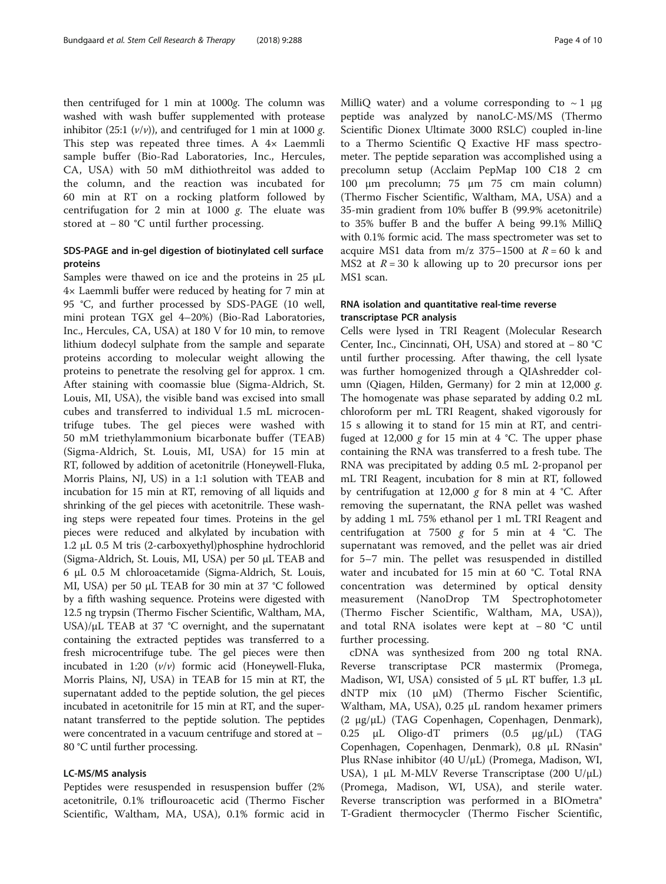then centrifuged for 1 min at 1000*g*. The column was washed with wash buffer supplemented with protease inhibitor (25:1 (*v*/*v*)), and centrifuged for 1 min at 1000 *g*. This step was repeated three times. A 4× Laemmli sample buffer (Bio-Rad Laboratories, Inc., Hercules, CA, USA) with 50 mM dithiothreitol was added to the column, and the reaction was incubated for 60 min at RT on a rocking platform followed by centrifugation for 2 min at 1000 *g*. The eluate was stored at − 80 °C until further processing.

### SDS-PAGE and in-gel digestion of biotinylated cell surface proteins

Samples were thawed on ice and the proteins in 25 μL 4× Laemmli buffer were reduced by heating for 7 min at 95 °C, and further processed by SDS-PAGE (10 well, mini protean TGX gel 4–20%) (Bio-Rad Laboratories, Inc., Hercules, CA, USA) at 180 V for 10 min, to remove lithium dodecyl sulphate from the sample and separate proteins according to molecular weight allowing the proteins to penetrate the resolving gel for approx. 1 cm. After staining with coomassie blue (Sigma-Aldrich, St. Louis, MI, USA), the visible band was excised into small cubes and transferred to individual 1.5 mL microcentrifuge tubes. The gel pieces were washed with 50 mM triethylammonium bicarbonate buffer (TEAB) (Sigma-Aldrich, St. Louis, MI, USA) for 15 min at RT, followed by addition of acetonitrile (Honeywell-Fluka, Morris Plains, NJ, US) in a 1:1 solution with TEAB and incubation for 15 min at RT, removing of all liquids and shrinking of the gel pieces with acetonitrile. These washing steps were repeated four times. Proteins in the gel pieces were reduced and alkylated by incubation with 1.2 μL 0.5 M tris (2-carboxyethyl)phosphine hydrochlorid (Sigma-Aldrich, St. Louis, MI, USA) per 50 μL TEAB and 6 μL 0.5 M chloroacetamide (Sigma-Aldrich, St. Louis, MI, USA) per 50 μL TEAB for 30 min at 37 °C followed by a fifth washing sequence. Proteins were digested with 12.5 ng trypsin (Thermo Fischer Scientific, Waltham, MA, USA)/μL TEAB at 37 °C overnight, and the supernatant containing the extracted peptides was transferred to a fresh microcentrifuge tube. The gel pieces were then incubated in 1:20 (*v*/*v*) formic acid (Honeywell-Fluka, Morris Plains, NJ, USA) in TEAB for 15 min at RT, the supernatant added to the peptide solution, the gel pieces incubated in acetonitrile for 15 min at RT, and the supernatant transferred to the peptide solution. The peptides were concentrated in a vacuum centrifuge and stored at − 80 °C until further processing.

### LC-MS/MS analysis

Peptides were resuspended in resuspension buffer (2% acetonitrile, 0.1% triflouroacetic acid (Thermo Fischer Scientific, Waltham, MA, USA), 0.1% formic acid in MilliQ water) and a volume corresponding to ~ 1 μg peptide was analyzed by nanoLC-MS/MS (Thermo Scientific Dionex Ultimate 3000 RSLC) coupled in-line to a Thermo Scientific Q Exactive HF mass spectrometer. The peptide separation was accomplished using a precolumn setup (Acclaim PepMap 100 C18 2 cm 100 μm precolumn; 75 μm 75 cm main column) (Thermo Fischer Scientific, Waltham, MA, USA) and a 35-min gradient from 10% buffer B (99.9% acetonitrile) to 35% buffer B and the buffer A being 99.1% MilliQ with 0.1% formic acid. The mass spectrometer was set to acquire MS1 data from m/z 375–1500 at $R = 60$ k and MS2 at $R = 30$ k allowing up to 20 precursor ions per MS1 scan.

### RNA isolation and quantitative real-time reverse transcriptase PCR analysis

Cells were lysed in TRI Reagent (Molecular Research Center, Inc., Cincinnati, OH, USA) and stored at − 80 °C until further processing. After thawing, the cell lysate was further homogenized through a QIAshredder column (Qiagen, Hilden, Germany) for 2 min at 12,000 *g*. The homogenate was phase separated by adding 0.2 mL chloroform per mL TRI Reagent, shaked vigorously for 15 s allowing it to stand for 15 min at RT, and centrifuged at 12,000 *g* for 15 min at 4 °C. The upper phase containing the RNA was transferred to a fresh tube. The RNA was precipitated by adding 0.5 mL 2-propanol per mL TRI Reagent, incubation for 8 min at RT, followed by centrifugation at 12,000 *g* for 8 min at 4 °C. After removing the supernatant, the RNA pellet was washed by adding 1 mL 75% ethanol per 1 mL TRI Reagent and centrifugation at 7500 *g* for 5 min at 4 °C. The supernatant was removed, and the pellet was air dried for 5–7 min. The pellet was resuspended in distilled water and incubated for 15 min at 60 °C. Total RNA concentration was determined by optical density measurement (NanoDrop TM Spectrophotometer (Thermo Fischer Scientific, Waltham, MA, USA)), and total RNA isolates were kept at − 80 °C until further processing.

cDNA was synthesized from 200 ng total RNA. Reverse transcriptase PCR mastermix (Promega, Madison, WI, USA) consisted of 5 μL RT buffer, 1.3 μL dNTP mix (10 μM) (Thermo Fischer Scientific, Waltham, MA, USA), 0.25 μL random hexamer primers (2 μg/μL) (TAG Copenhagen, Copenhagen, Denmark), 0.25 μL Oligo-dT primers (0.5 μg/μL) (TAG Copenhagen, Copenhagen, Denmark), 0.8 μL RNasin® Plus RNase inhibitor (40 U/μL) (Promega, Madison, WI, USA), 1 μL M-MLV Reverse Transcriptase (200 U/μL) (Promega, Madison, WI, USA), and sterile water. Reverse transcription was performed in a BIOmetra® T-Gradient thermocycler (Thermo Fischer Scientific,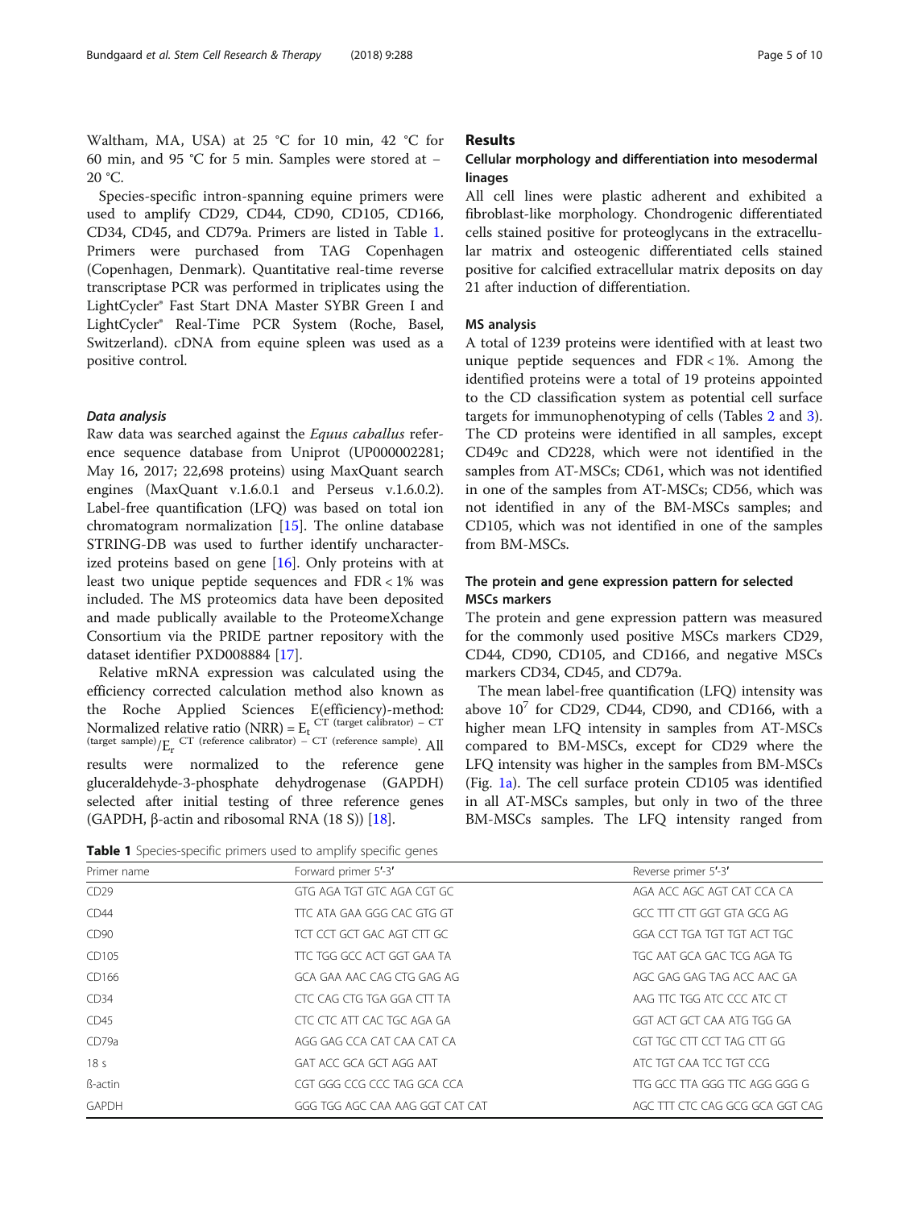Waltham, MA, USA) at 25 °C for 10 min, 42 °C for 60 min, and 95 °C for 5 min. Samples were stored at − 20 °C.

Species-specific intron-spanning equine primers were used to amplify CD29, CD44, CD90, CD105, CD166, CD34, CD45, and CD79a. Primers are listed in Table 1. Primers were purchased from TAG Copenhagen (Copenhagen, Denmark). Quantitative real-time reverse transcriptase PCR was performed in triplicates using the LightCycler® Fast Start DNA Master SYBR Green I and LightCycler® Real-Time PCR System (Roche, Basel, Switzerland). cDNA from equine spleen was used as a positive control.

#### *Data analysis*

Raw data was searched against the *Equus caballus* reference sequence database from Uniprot (UP000002281; May 16, 2017; 22,698 proteins) using MaxQuant search engines (MaxQuant v.1.6.0.1 and Perseus v.1.6.0.2). Label-free quantification (LFQ) was based on total ion chromatogram normalization [15]. The online database STRING-DB was used to further identify uncharacterized proteins based on gene [16]. Only proteins with at least two unique peptide sequences and FDR < 1% was included. The MS proteomics data have been deposited and made publically available to the ProteomeXchange Consortium via the PRIDE partner repository with the dataset identifier PXD008884 [17].

Relative mRNA expression was calculated using the efficiency corrected calculation method also known as the Roche Applied Sciences E(efficiency)-method: Normalized relative ratio (NRR) = $E_t^{\text{CT (target calibrator)} - \text{CT (target sample)}} / E_r^{\text{CT (reference calibrator)} - \text{CT (reference sample)}}$. All results were normalized to the reference gene gluceraldehyde-3-phosphate dehydrogenase (GAPDH) selected after initial testing of three reference genes (GAPDH, β-actin and ribosomal RNA (18 S)) [18].

## Results

### Cellular morphology and differentiation into mesodermal linages

All cell lines were plastic adherent and exhibited a fibroblast-like morphology. Chondrogenic differentiated cells stained positive for proteoglycans in the extracellular matrix and osteogenic differentiated cells stained positive for calcified extracellular matrix deposits on day 21 after induction of differentiation.

### MS analysis

A total of 1239 proteins were identified with at least two unique peptide sequences and FDR < 1%. Among the identified proteins were a total of 19 proteins appointed to the CD classification system as potential cell surface targets for immunophenotyping of cells (Tables 2 and 3). The CD proteins were identified in all samples, except CD49c and CD228, which were not identified in the samples from AT-MSCs; CD61, which was not identified in one of the samples from AT-MSCs; CD56, which was not identified in any of the BM-MSCs samples; and CD105, which was not identified in one of the samples from BM-MSCs.

### The protein and gene expression pattern for selected MSCs markers

The protein and gene expression pattern was measured for the commonly used positive MSCs markers CD29, CD44, CD90, CD105, and CD166, and negative MSCs markers CD34, CD45, and CD79a.

The mean label-free quantification (LFQ) intensity was above $10^7$ for CD29, CD44, CD90, and CD166, with a higher mean LFQ intensity in samples from AT-MSCs compared to BM-MSCs, except for CD29 where the LFQ intensity was higher in the samples from BM-MSCs (Fig. 1a). The cell surface protein CD105 was identified in all AT-MSCs samples, but only in two of the three BM-MSCs samples. The LFQ intensity ranged from

**Table 1** Species-specific primers used to amplify specific genes

| Primer name | Forward primer 5′-3′ | Reverse primer 5′-3′ |
|---|---|---|
| CD29 | GTG AGA TGT GTC AGA CGT GC | AGA ACC AGC AGT CAT CCA CA |
| CD44 | TTC ATA GAA GGG CAC GTG GT | GCC TTT CTT GGT GTA GCG AG |
| CD90 | TCT CCT GCT GAC AGT CTT GC | GGA CCT TGA TGT TGT ACT TGC |
| CD105 | TTC TGG GCC ACT GGT GAA TA | TGC AAT GCA GAC TCG AGA TG |
| CD166 | GCA GAA AAC CAG CTG GAG AG | AGC GAG GAG TAG ACC AAC GA |
| CD34 | CTC CAG CTG TGA GGA CTT TA | AAG TTC TGG ATC CCC ATC CT |
| CD45 | CTC CTC ATT CAC TGC AGA GA | GGT ACT GCT CAA ATG TGG GA |
| CD79a | AGG GAG CCA CAT CAA CAT CA | CGT TGC CTT CCT TAG CTT GG |
| 18 s | GAT ACC GCA GCT AGG AAT | ATC TGT CAA TCC TGT CCG |
| ß-actin | CGT GGG CCG CCC TAG GCA CCA | TTG GCC TTA GGG TTC AGG GGG G |
| GAPDH | GGG TGG AGC CAA AAG GGT CAT CAT | AGC TTT CTC CAG GCG GCA GGT CAG |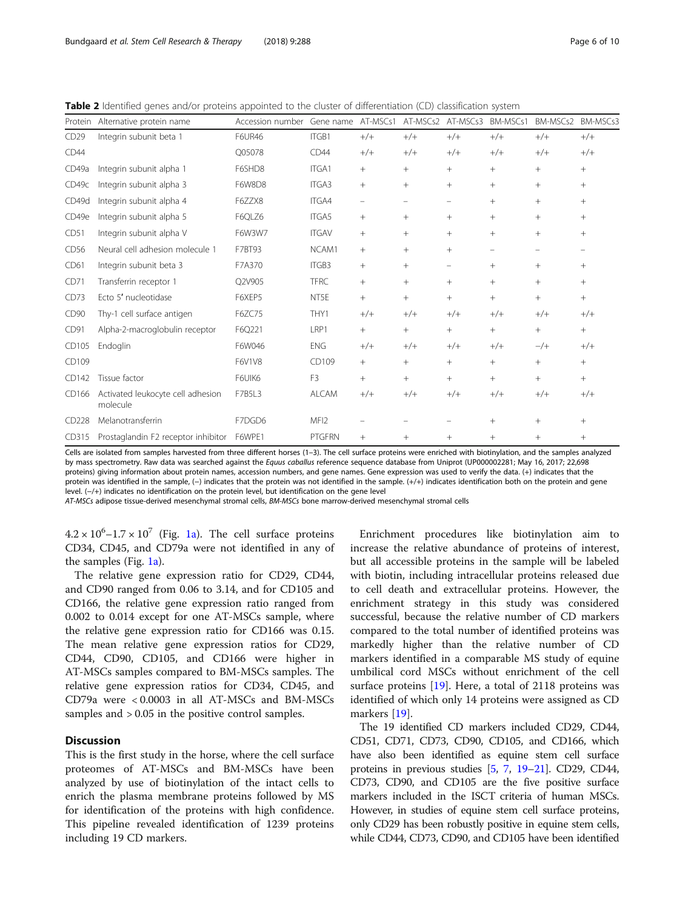**Table 2** Identified genes and/or proteins appointed to the cluster of differentiation (CD) classification system

| Protein | Alternative protein name | Accession number | Gene name | AT-MSCs1 | AT-MSCs2 | AT-MSCs3 | BM-MSCs1 | BM-MSCs2 | BM-MSCs3 |
|---|---|---|---|---|---|---|---|---|---|
| CD29 | Integrin subunit beta 1 | F6UR46 | ITGB1 | +/+ | +/+ | +/+ | +/+ | +/+ | +/+ |
| CD44 | | Q05078 | CD44 | +/+ | +/+ | +/+ | +/+ | +/+ | +/+ |
| CD49a | Integrin subunit alpha 1 | F6SHD8 | ITGA1 | + | + | + | + | + | + |
| CD49c | Integrin subunit alpha 3 | F6W8D8 | ITGA3 | + | + | + | + | + | + |
| CD49d | Integrin subunit alpha 4 | F6ZZX8 | ITGA4 | – | – | – | + | + | + |
| CD49e | Integrin subunit alpha 5 | F6QLZ6 | ITGA5 | + | + | + | + | + | + |
| CD51 | Integrin subunit alpha V | F6W3W7 | ITGAV | + | + | + | + | + | + |
| CD56 | Neural cell adhesion molecule 1 | F7BT93 | NCAM1 | + | + | + | – | – | – |
| CD61 | Integrin subunit beta 3 | F7A370 | ITGB3 | + | + | – | + | + | + |
| CD71 | Transferrin receptor 1 | Q2V905 | TFRC | + | + | + | + | + | + |
| CD73 | Ecto 5′ nucleotidase | F6XEP5 | NT5E | + | + | + | + | + | + |
| CD90 | Thy-1 cell surface antigen | F6ZC75 | THY1 | +/+ | +/+ | +/+ | +/+ | +/+ | +/+ |
| CD91 | Alpha-2-macroglobulin receptor | F6Q221 | LRP1 | + | + | + | + | + | + |
| CD105 | Endoglin | F6W046 | ENG | +/+ | +/+ | +/+ | +/+ | −/+ | +/+ |
| CD109 | | F6V1V8 | CD109 | + | + | + | + | + | + |
| CD142 | Tissue factor | F6UIK6 | F3 | + | + | + | + | + | + |
| CD166 | Activated leukocyte cell adhesion molecule | F7B5L3 | ALCAM | +/+ | +/+ | +/+ | +/+ | +/+ | +/+ |
| CD228 | Melanotransferrin | F7DGD6 | MFI2 | – | – | – | + | + | + |
| CD315 | Prostaglandin F2 receptor inhibitor | F6WPE1 | PTGFRN | + | + | + | + | + | + |

Cells are isolated from samples harvested from three different horses (1–3). The cell surface proteins were enriched with biotinylation, and the samples analyzed by mass spectrometry. Raw data was searched against the *Equus caballus* reference sequence database from Uniprot (UP000002281; May 16, 2017; 22,698 proteins) giving information about protein names, accession numbers, and gene names. Gene expression was used to verify the data. (+) indicates that the protein was identified in the sample, (−) indicates that the protein was not identified in the sample. (+/+) indicates identification both on the protein and gene level. (−/+) indicates no identification on the protein level, but identification on the gene level

*AT-MSCs* adipose tissue-derived mesenchymal stromal cells, *BM-MSCs* bone marrow-derived mesenchymal stromal cells

$4.2 \times 10^6$–$1.7 \times 10^7$ (Fig. 1a). The cell surface proteins CD34, CD45, and CD79a were not identified in any of the samples (Fig. 1a).

The relative gene expression ratio for CD29, CD44, and CD90 ranged from 0.06 to 3.14, and for CD105 and CD166, the relative gene expression ratio ranged from 0.002 to 0.014 except for one AT-MSCs sample, where the relative gene expression ratio for CD166 was 0.15. The mean relative gene expression ratios for CD29, CD44, CD90, CD105, and CD166 were higher in AT-MSCs samples compared to BM-MSCs samples. The relative gene expression ratios for CD34, CD45, and CD79a were $< 0.0003$ in all AT-MSCs and BM-MSCs samples and $> 0.05$ in the positive control samples.

## Discussion

This is the first study in the horse, where the cell surface proteomes of AT-MSCs and BM-MSCs have been analyzed by use of biotinylation of the intact cells to enrich the plasma membrane proteins followed by MS for identification of the proteins with high confidence. This pipeline revealed identification of 1239 proteins including 19 CD markers.

Enrichment procedures like biotinylation aim to increase the relative abundance of proteins of interest, but all accessible proteins in the sample will be labeled with biotin, including intracellular proteins released due to cell death and extracellular proteins. However, the enrichment strategy in this study was considered successful, because the relative number of CD markers compared to the total number of identified proteins was markedly higher than the relative number of CD markers identified in a comparable MS study of equine umbilical cord MSCs without enrichment of the cell surface proteins [19]. Here, a total of 2118 proteins was identified of which only 14 proteins were assigned as CD markers [19].

The 19 identified CD markers included CD29, CD44, CD51, CD71, CD73, CD90, CD105, and CD166, which have also been identified as equine stem cell surface proteins in previous studies [5, 7, 19–21]. CD29, CD44, CD73, CD90, and CD105 are the five positive surface markers included in the ISCT criteria of human MSCs. However, in studies of equine stem cell surface proteins, only CD29 has been robustly positive in equine stem cells, while CD44, CD73, CD90, and CD105 have been identified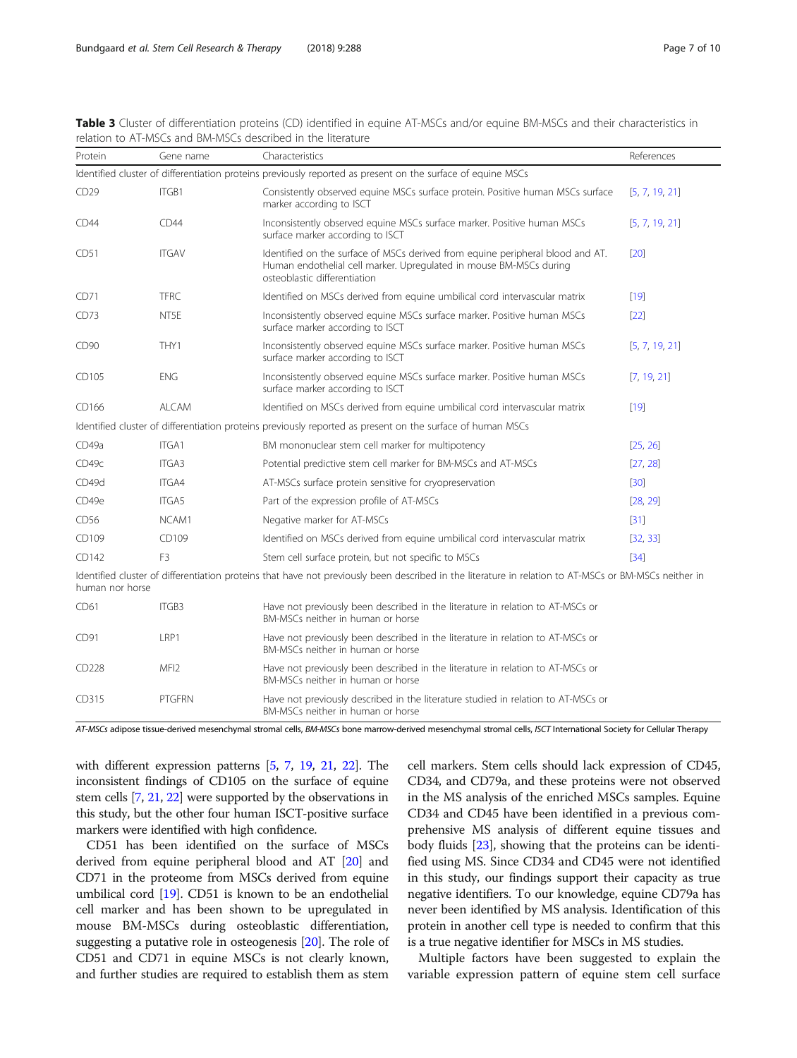**Table 3** Cluster of differentiation proteins (CD) identified in equine AT-MSCs and/or equine BM-MSCs and their characteristics in relation to AT-MSCs and BM-MSCs described in the literature

| Protein | Gene name | Characteristics | References |
|---|---|---|---|
| Identified cluster of differentiation proteins previously reported as present on the surface of equine MSCs | | | |
| CD29 | ITGB1 | Consistently observed equine MSCs surface protein. Positive human MSCs surface marker according to ISCT | [5, 7, 19, 21] |
| CD44 | CD44 | Inconsistently observed equine MSCs surface marker. Positive human MSCs surface marker according to ISCT | [5, 7, 19, 21] |
| CD51 | ITGAV | Identified on the surface of MSCs derived from equine peripheral blood and AT. Human endothelial cell marker. Upregulated in mouse BM-MSCs during osteoblastic differentiation | [20] |
| CD71 | TFRC | Identified on MSCs derived from equine umbilical cord intervascular matrix | [19] |
| CD73 | NT5E | Inconsistently observed equine MSCs surface marker. Positive human MSCs surface marker according to ISCT | [22] |
| CD90 | THY1 | Inconsistently observed equine MSCs surface marker. Positive human MSCs surface marker according to ISCT | [5, 7, 19, 21] |
| CD105 | ENG | Inconsistently observed equine MSCs surface marker. Positive human MSCs surface marker according to ISCT | [7, 19, 21] |
| CD166 | ALCAM | Identified on MSCs derived from equine umbilical cord intervascular matrix | [19] |
| Identified cluster of differentiation proteins previously reported as present on the surface of human MSCs | | | |
| CD49a | ITGA1 | BM mononuclear stem cell marker for multipotency | [25, 26] |
| CD49c | ITGA3 | Potential predictive stem cell marker for BM-MSCs and AT-MSCs | [27, 28] |
| CD49d | ITGA4 | AT-MSCs surface protein sensitive for cryopreservation | [30] |
| CD49e | ITGA5 | Part of the expression profile of AT-MSCs | [28, 29] |
| CD56 | NCAM1 | Negative marker for AT-MSCs | [31] |
| CD109 | CD109 | Identified on MSCs derived from equine umbilical cord intervascular matrix | [32, 33] |
| CD142 | F3 | Stem cell surface protein, but not specific to MSCs | [34] |
| Identified cluster of differentiation proteins that have not previously been described in the literature in relation to AT-MSCs or BM-MSCs neither in human nor horse | | | |
| CD61 | ITGB3 | Have not previously been described in the literature in relation to AT-MSCs or BM-MSCs neither in human or horse | |
| CD91 | LRP1 | Have not previously been described in the literature in relation to AT-MSCs or BM-MSCs neither in human or horse | |
| CD228 | MFI2 | Have not previously been described in the literature in relation to AT-MSCs or BM-MSCs neither in human or horse | |
| CD315 | PTGFRN | Have not previously described in the literature studied in relation to AT-MSCs or BM-MSCs neither in human or horse | |

*AT-MSCs* adipose tissue-derived mesenchymal stromal cells, *BM-MSCs* bone marrow-derived mesenchymal stromal cells, *ISCT* International Society for Cellular Therapy

with different expression patterns [5, 7, 19, 21, 22]. The inconsistent findings of CD105 on the surface of equine stem cells [7, 21, 22] were supported by the observations in this study, but the other four human ISCT-positive surface markers were identified with high confidence.

CD51 has been identified on the surface of MSCs derived from equine peripheral blood and AT [20] and CD71 in the proteome from MSCs derived from equine umbilical cord [19]. CD51 is known to be an endothelial cell marker and has been shown to be upregulated in mouse BM-MSCs during osteoblastic differentiation, suggesting a putative role in osteogenesis [20]. The role of CD51 and CD71 in equine MSCs is not clearly known, and further studies are required to establish them as stem cell markers. Stem cells should lack expression of CD45, CD34, and CD79a, and these proteins were not observed in the MS analysis of the enriched MSCs samples. Equine CD34 and CD45 have been identified in a previous comprehensive MS analysis of different equine tissues and body fluids [23], showing that the proteins can be identified using MS. Since CD34 and CD45 were not identified in this study, our findings support their capacity as true negative identifiers. To our knowledge, equine CD79a has never been identified by MS analysis. Identification of this protein in another cell type is needed to confirm that this is a true negative identifier for MSCs in MS studies.

Multiple factors have been suggested to explain the variable expression pattern of equine stem cell surface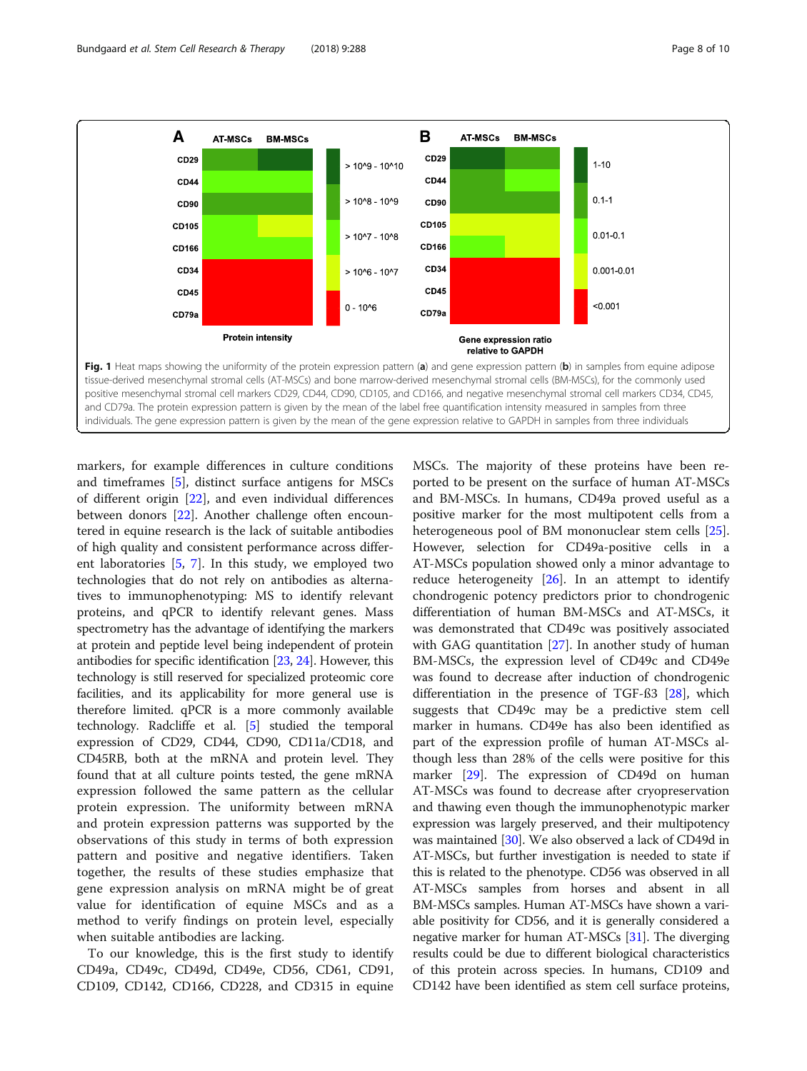Fig. 1 Heat maps showing the uniformity of the protein expression pattern (**a**) and gene expression pattern (**b**) in samples from equine adipose tissue-derived mesenchymal stromal cells (AT-MSCs) and bone marrow-derived mesenchymal stromal cells (BM-MSCs), for the commonly used positive mesenchymal stromal cell markers CD29, CD44, CD90, CD105, and CD166, and negative mesenchymal stromal cell markers CD34, CD45, and CD79a. The protein expression pattern is given by the mean of the label free quantification intensity measured in samples from three individuals. The gene expression pattern is given by the mean of the gene expression relative to GAPDH in samples from three individuals

markers, for example differences in culture conditions and timeframes [5], distinct surface antigens for MSCs of different origin [22], and even individual differences between donors [22]. Another challenge often encountered in equine research is the lack of suitable antibodies of high quality and consistent performance across different laboratories [5, 7]. In this study, we employed two technologies that do not rely on antibodies as alternatives to immunophenotyping: MS to identify relevant proteins, and qPCR to identify relevant genes. Mass spectrometry has the advantage of identifying the markers at protein and peptide level being independent of protein antibodies for specific identification [23, 24]. However, this technology is still reserved for specialized proteomic core facilities, and its applicability for more general use is therefore limited. qPCR is a more commonly available technology. Radcliffe et al. [5] studied the temporal expression of CD29, CD44, CD90, CD11a/CD18, and CD45RB, both at the mRNA and protein level. They found that at all culture points tested, the gene mRNA expression followed the same pattern as the cellular protein expression. The uniformity between mRNA and protein expression patterns was supported by the observations of this study in terms of both expression pattern and positive and negative identifiers. Taken together, the results of these studies emphasize that gene expression analysis on mRNA might be of great value for identification of equine MSCs and as a method to verify findings on protein level, especially when suitable antibodies are lacking.

To our knowledge, this is the first study to identify CD49a, CD49c, CD49d, CD49e, CD56, CD61, CD91, CD109, CD142, CD166, CD228, and CD315 in equine MSCs. The majority of these proteins have been reported to be present on the surface of human AT-MSCs and BM-MSCs. In humans, CD49a proved useful as a positive marker for the most multipotent cells from a heterogeneous pool of BM mononuclear stem cells [25]. However, selection for CD49a-positive cells in a AT-MSCs population showed only a minor advantage to reduce heterogeneity [26]. In an attempt to identify chondrogenic potency predictors prior to chondrogenic differentiation of human BM-MSCs and AT-MSCs, it was demonstrated that CD49c was positively associated with GAG quantitation [27]. In another study of human BM-MSCs, the expression level of CD49c and CD49e was found to decrease after induction of chondrogenic differentiation in the presence of TGF-ß3 [28], which suggests that CD49c may be a predictive stem cell marker in humans. CD49e has also been identified as part of the expression profile of human AT-MSCs although less than 28% of the cells were positive for this marker [29]. The expression of CD49d on human AT-MSCs was found to decrease after cryopreservation and thawing even though the immunophenotypic marker expression was largely preserved, and their multipotency was maintained [30]. We also observed a lack of CD49d in AT-MSCs, but further investigation is needed to state if this is related to the phenotype. CD56 was observed in all AT-MSCs samples from horses and absent in all BM-MSCs samples. Human AT-MSCs have shown a variable positivity for CD56, and it is generally considered a negative marker for human AT-MSCs [31]. The diverging results could be due to different biological characteristics of this protein across species. In humans, CD109 and CD142 have been identified as stem cell surface proteins,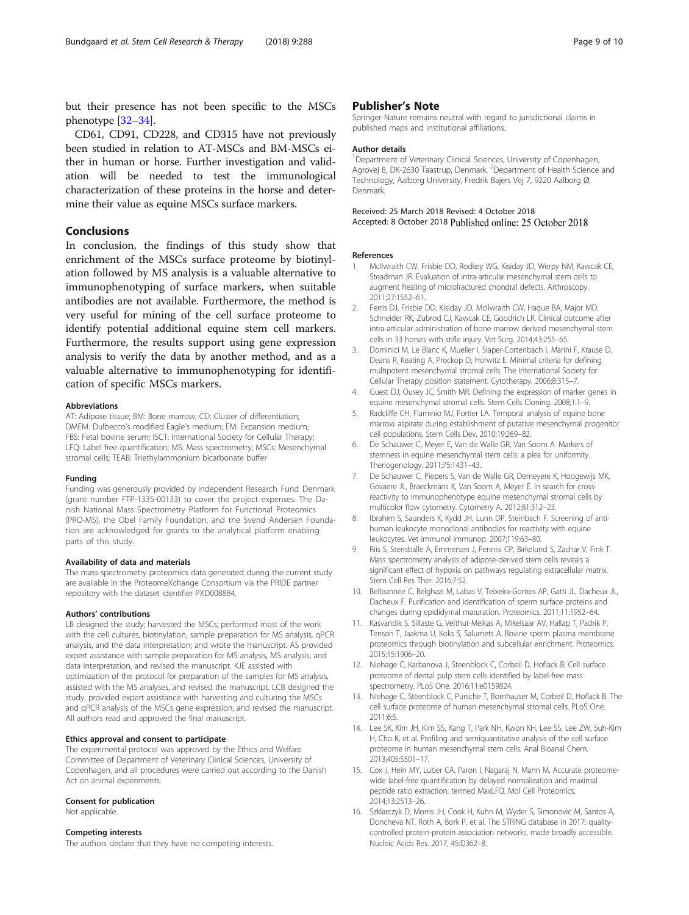but their presence has not been specific to the MSCs phenotype [32–34].

CD61, CD91, CD228, and CD315 have not previously been studied in relation to AT-MSCs and BM-MSCs either in human or horse. Further investigation and validation will be needed to test the immunological characterization of these proteins in the horse and determine their value as equine MSCs surface markers.

## Conclusions

In conclusion, the findings of this study show that enrichment of the MSCs surface proteome by biotinylation followed by MS analysis is a valuable alternative to immunophenotyping of surface markers, when suitable antibodies are not available. Furthermore, the method is very useful for mining of the cell surface proteome to identify potential additional equine stem cell markers. Furthermore, the results support using gene expression analysis to verify the data by another method, and as a valuable alternative to immunophenotyping for identification of specific MSCs markers.

#### Abbreviations

AT: Adipose tissue; BM: Bone marrow; CD: Cluster of differentiation; DMEM: Dulbecco's modified Eagle's medium; EM: Expansion medium; FBS: Fetal bovine serum; ISCT: International Society for Cellular Therapy; LFQ: Label free quantification; MS: Mass spectrometry; MSCs: Mesenchymal stromal cells; TEAB: Triethylammonium bicarbonate buffer

#### Funding

Funding was generously provided by Independent Research Fund Denmark (grant number FTP-1335-00133) to cover the project expenses. The Danish National Mass Spectrometry Platform for Functional Proteomics (PRO-MS), the Obel Family Foundation, and the Svend Andersen Foundation are acknowledged for grants to the analytical platform enabling parts of this study.

#### Availability of data and materials

The mass spectrometry proteomics data generated during the current study are available in the ProteomeXchange Consortium via the PRIDE partner repository with the dataset identifier PXD008884.

#### Authors' contributions

LB designed the study; harvested the MSCs; performed most of the work with the cell cultures, biotinylation, sample preparation for MS analysis, qPCR analysis, and the data interpretation; and wrote the manuscript. AS provided expert assistance with sample preparation for MS analysis, MS analysis, and data interpretation, and revised the manuscript. KJE assisted with optimization of the protocol for preparation of the samples for MS analysis, assisted with the MS analyses, and revised the manuscript. LCB designed the study, provided expert assistance with harvesting and culturing the MSCs and qPCR analysis of the MSCs gene expression, and revised the manuscript. All authors read and approved the final manuscript.

#### Ethics approval and consent to participate

The experimental protocol was approved by the Ethics and Welfare Committee of Department of Veterinary Clinical Sciences, University of Copenhagen, and all procedures were carried out according to the Danish Act on animal experiments.

#### Consent for publication

Not applicable.

#### Competing interests

The authors declare that they have no competing interests.

## Publisher's Note

Springer Nature remains neutral with regard to jurisdictional claims in published maps and institutional affiliations.

#### Author details

[1]Department of Veterinary Clinical Sciences, University of Copenhagen, Agrovej 8, DK-2630 Taastrup, Denmark. [2]Department of Health Science and Technology, Aalborg University, Fredrik Bajers Vej 7, 9220 Aalborg Ø, Denmark.

Received: 25 March 2018 Revised: 4 October 2018
Accepted: 8 October 2018 Published online: 25 October 2018

#### References

1. McIlwraith CW, Frisbie DD, Rodkey WG, Kisiday JD, Werpy NM, Kawcak CE, Steadman JR. Evaluation of intra-articular mesenchymal stem cells to augment healing of microfractured chondral defects. Arthroscopy. 2011;27:1552–61.
2. Ferris DJ, Frisbie DD, Kisiday JD, McIlwraith CW, Hague BA, Major MD, Schneider RK, Zubrod CJ, Kawcak CE, Goodrich LR. Clinical outcome after intra-articular administration of bone marrow derived mesenchymal stem cells in 33 horses with stifle injury. Vet Surg. 2014;43:255–65.
3. Dominici M, Le Blanc K, Mueller I, Slaper-Cortenbach I, Marini F, Krause D, Deans R, Keating A, Prockop D, Horwitz E. Minimal criteria for defining multipotent mesenchymal stromal cells. The International Society for Cellular Therapy position statement. Cytotherapy. 2006;8:315–7.
4. Guest DJ, Ousey JC, Smith MR. Defining the expression of marker genes in equine mesenchymal stromal cells. Stem Cells Cloning. 2008;1:1–9.
5. Radcliffe CH, Flaminio MJ, Fortier LA. Temporal analysis of equine bone marrow aspirate during establishment of putative mesenchymal progenitor cell populations. Stem Cells Dev. 2010;19:269–82.
6. De Schauwer C, Meyer E, Van de Walle GR, Van Soom A. Markers of stemness in equine mesenchymal stem cells: a plea for uniformity. Theriogenology. 2011;75:1431–43.
7. De Schauwer C, Piepers S, Van de Walle GR, Demeyere K, Hoogewijs MK, Govaere JL, Braeckmans K, Van Soom A, Meyer E. In search for cross-reactivity to immunophenotype equine mesenchymal stromal cells by multicolor flow cytometry. Cytometry A. 2012;81:312–23.
8. Ibrahim S, Saunders K, Kydd JH, Lunn DP, Steinbach F. Screening of anti-human leukocyte monoclonal antibodies for reactivity with equine leukocytes. Vet immunol immunop. 2007;119:63–80.
9. Riis S, Stensballe A, Emmersen J, Pennisi CP, Birkelund S, Zachar V, Fink T. Mass spectrometry analysis of adipose-derived stem cells reveals a significant effect of hypoxia on pathways regulating extracellular matrix. Stem Cell Res Ther. 2016;7:52.
10. Belleannee C, Belghazi M, Labas V, Teixeira-Gomes AP, Gatti JL, Dacheux JL, Dacheux F. Purification and identification of sperm surface proteins and changes during epididymal maturation. Proteomics. 2011;11:1952–64.
11. Kasvandik S, Sillaste G, Velthut-Meikas A, Mikelsaar AV, Hallap T, Padrik P, Tenson T, Jaakma U, Koks S, Salumets A. Bovine sperm plasma membrane proteomics through biotinylation and subcellular enrichment. Proteomics. 2015;15:1906–20.
12. Niehage C, Karbanova J, Steenblock C, Corbeil D, Hoflack B. Cell surface proteome of dental pulp stem cells identified by label-free mass spectrometry. PLoS One. 2016;11:e0159824.
13. Niehage C, Steenblock C, Pursche T, Bornhauser M, Corbeil D, Hoflack B. The cell surface proteome of human mesenchymal stromal cells. PLoS One. 2011;6:5.
14. Lee SK, Kim JH, Kim SS, Kang T, Park NH, Kwon KH, Lee SS, Lee ZW, Suh-Kim H, Cho K, et al. Profiling and semiquantitative analysis of the cell surface proteome in human mesenchymal stem cells. Anal Bioanal Chem. 2013;405:5501–17.
15. Cox J, Hein MY, Luber CA, Paron I, Nagaraj N, Mann M. Accurate proteome-wide label-free quantification by delayed normalization and maximal peptide ratio extraction, termed MaxLFQ. Mol Cell Proteomics. 2014;13:2513–26.
16. Szklarczyk D, Morris JH, Cook H, Kuhn M, Wyder S, Simonovic M, Santos A, Doncheva NT, Roth A, Bork P, et al. The STRING database in 2017: quality-controlled protein-protein association networks, made broadly accessible. Nucleic Acids Res. 2017, 45:D362–8.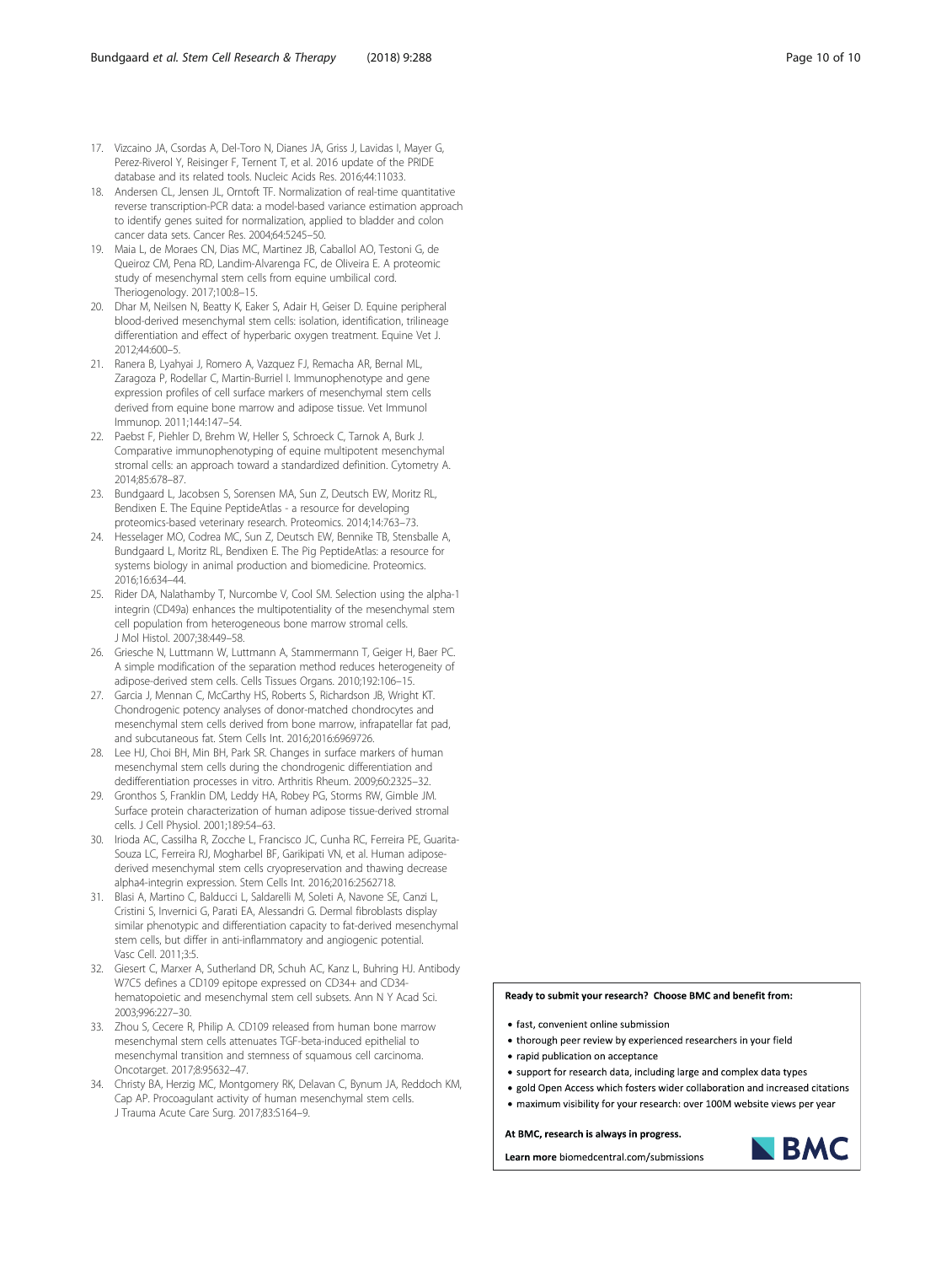17. Vizcaino JA, Csordas A, Del-Toro N, Dianes JA, Griss J, Lavidas I, Mayer G, Perez-Riverol Y, Reisinger F, Ternent T, et al. 2016 update of the PRIDE database and its related tools. Nucleic Acids Res. 2016;44:11033.
18. Andersen CL, Jensen JL, Orntoft TF. Normalization of real-time quantitative reverse transcription-PCR data: a model-based variance estimation approach to identify genes suited for normalization, applied to bladder and colon cancer data sets. Cancer Res. 2004;64:5245–50.
19. Maia L, de Moraes CN, Dias MC, Martinez JB, Caballol AO, Testoni G, de Queiroz CM, Pena RD, Landim-Alvarenga FC, de Oliveira E. A proteomic study of mesenchymal stem cells from equine umbilical cord. Theriogenology. 2017;100:8–15.
20. Dhar M, Neilsen N, Beatty K, Eaker S, Adair H, Geiser D. Equine peripheral blood-derived mesenchymal stem cells: isolation, identification, trilineage differentiation and effect of hyperbaric oxygen treatment. Equine Vet J. 2012;44:600–5.
21. Ranera B, Lyahyai J, Romero A, Vazquez FJ, Remacha AR, Bernal ML, Zaragoza P, Rodellar C, Martin-Burriel I. Immunophenotype and gene expression profiles of cell surface markers of mesenchymal stem cells derived from equine bone marrow and adipose tissue. Vet Immunol Immunop. 2011;144:147–54.
22. Paebst F, Piehler D, Brehm W, Heller S, Schroeck C, Tarnok A, Burk J. Comparative immunophenotyping of equine multipotent mesenchymal stromal cells: an approach toward a standardized definition. Cytometry A. 2014;85:678–87.
23. Bundgaard L, Jacobsen S, Sorensen MA, Sun Z, Deutsch EW, Moritz RL, Bendixen E. The Equine PeptideAtlas - a resource for developing proteomics-based veterinary research. Proteomics. 2014;14:763–73.
24. Hesselager MO, Codrea MC, Sun Z, Deutsch EW, Bennike TB, Stensballe A, Bundgaard L, Moritz RL, Bendixen E. The Pig PeptideAtlas: a resource for systems biology in animal production and biomedicine. Proteomics. 2016;16:634–44.
25. Rider DA, Nalathamby T, Nurcombe V, Cool SM. Selection using the alpha-1 integrin (CD49a) enhances the multipotentiality of the mesenchymal stem cell population from heterogeneous bone marrow stromal cells. J Mol Histol. 2007;38:449–58.
26. Griesche N, Luttmann W, Luttmann A, Stammermann T, Geiger H, Baer PC. A simple modification of the separation method reduces heterogeneity of adipose-derived stem cells. Cells Tissues Organs. 2010;192:106–15.
27. Garcia J, Mennan C, McCarthy HS, Roberts S, Richardson JB, Wright KT. Chondrogenic potency analyses of donor-matched chondrocytes and mesenchymal stem cells derived from bone marrow, infrapatellar fat pad, and subcutaneous fat. Stem Cells Int. 2016;2016:6969726.
28. Lee HJ, Choi BH, Min BH, Park SR. Changes in surface markers of human mesenchymal stem cells during the chondrogenic differentiation and dedifferentiation processes in vitro. Arthritis Rheum. 2009;60:2325–32.
29. Gronthos S, Franklin DM, Leddy HA, Robey PG, Storms RW, Gimble JM. Surface protein characterization of human adipose tissue-derived stromal cells. J Cell Physiol. 2001;189:54–63.
30. Irioda AC, Cassilha R, Zocche L, Francisco JC, Cunha RC, Ferreira PE, Guarita-Souza LC, Ferreira RJ, Mogharbel BF, Garikipati VN, et al. Human adipose-derived mesenchymal stem cells cryopreservation and thawing decrease alpha4-integrin expression. Stem Cells Int. 2016;2016:2562718.
31. Blasi A, Martino C, Balducci L, Saldarelli M, Soleti A, Navone SE, Canzi L, Cristini S, Invernici G, Parati EA, Alessandri G. Dermal fibroblasts display similar phenotypic and differentiation capacity to fat-derived mesenchymal stem cells, but differ in anti-inflammatory and angiogenic potential. Vasc Cell. 2011;3:5.
32. Giesert C, Marxer A, Sutherland DR, Schuh AC, Kanz L, Buhring HJ. Antibody W7C5 defines a CD109 epitope expressed on CD34+ and CD34- hematopoietic and mesenchymal stem cell subsets. Ann N Y Acad Sci. 2003;996:227–30.
33. Zhou S, Cecere R, Philip A. CD109 released from human bone marrow mesenchymal stem cells attenuates TGF-beta-induced epithelial to mesenchymal transition and stemness of squamous cell carcinoma. Oncotarget. 2017;8:95632–47.
34. Christy BA, Herzig MC, Montgomery RK, Delavan C, Bynum JA, Reddoch KM, Cap AP. Procoagulant activity of human mesenchymal stem cells. J Trauma Acute Care Surg. 2017;83:S164–9.

**Ready to submit your research? Choose BMC and benefit from:**

- fast, convenient online submission
- thorough peer review by experienced researchers in your field
- rapid publication on acceptance
- support for research data, including large and complex data types
- gold Open Access which fosters wider collaboration and increased citations
- maximum visibility for your research: over 100M website views per year

**At BMC, research is always in progress.**

**Learn more** biomedcentral.com/submissions

BMC